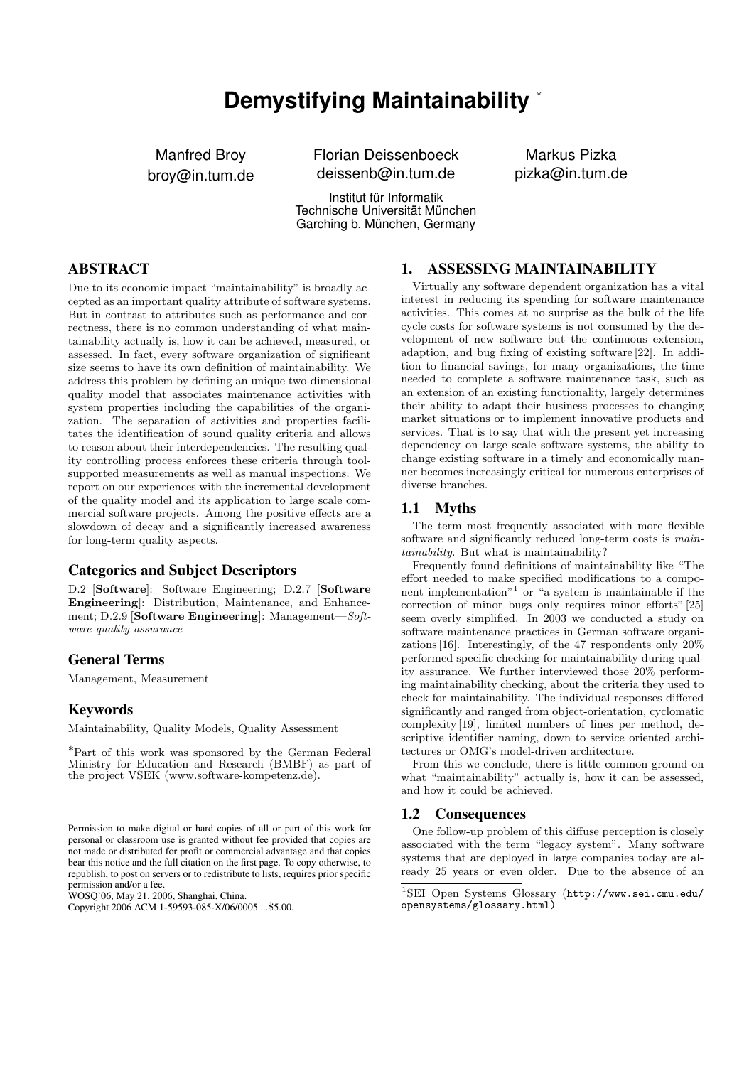# Demystifying Maintainability [*]

Manfred Broy
broy@in.tum.de

Florian Deissenboeck
deissenb@in.tum.de

Markus Pizka
pizka@in.tum.de

Institut für Informatik
Technische Universität München
Garching b. München, Germany

## ABSTRACT

Due to its economic impact "maintainability" is broadly accepted as an important quality attribute of software systems. But in contrast to attributes such as performance and correctness, there is no common understanding of what maintainability actually is, how it can be achieved, measured, or assessed. In fact, every software organization of significant size seems to have its own definition of maintainability. We address this problem by defining an unique two-dimensional quality model that associates maintenance activities with system properties including the capabilities of the organization. The separation of activities and properties facilitates the identification of sound quality criteria and allows to reason about their interdependencies. The resulting quality controlling process enforces these criteria through tool-supported measurements as well as manual inspections. We report on our experiences with the incremental development of the quality model and its application to large scale commercial software projects. Among the positive effects are a slowdown of decay and a significantly increased awareness for long-term quality aspects.

### Categories and Subject Descriptors

D.2 [**Software**]: Software Engineering; D.2.7 [**Software Engineering**]: Distribution, Maintenance, and Enhancement; D.2.9 [**Software Engineering**]: Management—*Software quality assurance*

### General Terms

Management, Measurement

### Keywords

Maintainability, Quality Models, Quality Assessment

[*]Part of this work was sponsored by the German Federal Ministry for Education and Research (BMBF) as part of the project VSEK (www.software-kompetenz.de).

Permission to make digital or hard copies of all or part of this work for personal or classroom use is granted without fee provided that copies are not made or distributed for profit or commercial advantage and that copies bear this notice and the full citation on the first page. To copy otherwise, to republish, to post on servers or to redistribute to lists, requires prior specific permission and/or a fee.
WOSQ'06, May 21, 2006, Shanghai, China.
Copyright 2006 ACM 1-59593-085-X/06/0005 ...$5.00.

## 1. ASSESSING MAINTAINABILITY

Virtually any software dependent organization has a vital interest in reducing its spending for software maintenance activities. This comes at no surprise as the bulk of the life cycle costs for software systems is not consumed by the development of new software but the continuous extension, adaption, and bug fixing of existing software [22]. In addition to financial savings, for many organizations, the time needed to complete a software maintenance task, such as an extension of an existing functionality, largely determines their ability to adapt their business processes to changing market situations or to implement innovative products and services. That is to say that with the present yet increasing dependency on large scale software systems, the ability to change existing software in a timely and economically manner becomes increasingly critical for numerous enterprises of diverse branches.

### 1.1 Myths

The term most frequently associated with more flexible software and significantly reduced long-term costs is *maintainability*. But what is maintainability?

Frequently found definitions of maintainability like "The effort needed to make specified modifications to a component implementation"[1] or "a system is maintainable if the correction of minor bugs only requires minor efforts" [25] seem overly simplified. In 2003 we conducted a study on software maintenance practices in German software organizations [16]. Interestingly, of the 47 respondents only 20% performed specific checking for maintainability during quality assurance. We further interviewed those 20% performing maintainability checking, about the criteria they used to check for maintainability. The individual responses differed significantly and ranged from object-orientation, cyclomatic complexity [19], limited numbers of lines per method, descriptive identifier naming, down to service oriented architectures or OMG's model-driven architecture.

From this we conclude, there is little common ground on what "maintainability" actually is, how it can be assessed, and how it could be achieved.

### 1.2 Consequences

One follow-up problem of this diffuse perception is closely associated with the term "legacy system". Many software systems that are deployed in large companies today are already 25 years or even older. Due to the absence of an

[1]SEI Open Systems Glossary (http://www.sei.cmu.edu/opensystems/glossary.html)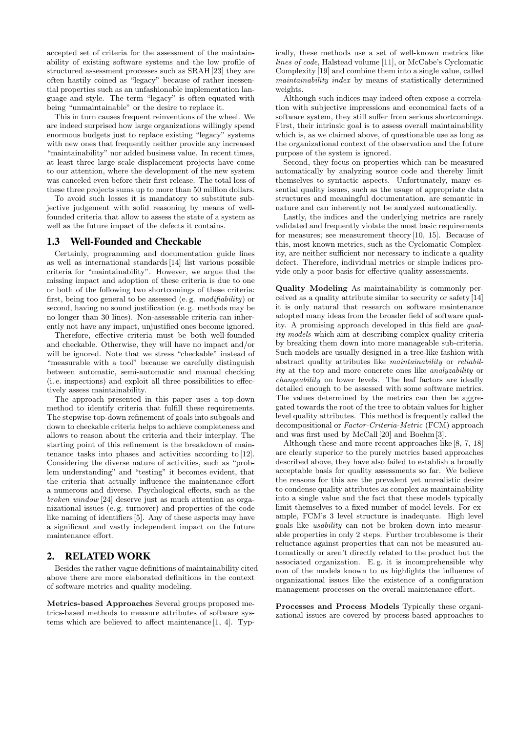accepted set of criteria for the assessment of the maintainability of existing software systems and the low profile of structured assessment processes such as SRAH [23] they are often hastily coined as "legacy" because of rather inessential properties such as an unfashionable implementation language and style. The term "legacy" is often equated with being "unmaintainable" or the desire to replace it.

This in turn causes frequent reinventions of the wheel. We are indeed surprised how large organizations willingly spend enormous budgets just to replace existing "legacy" systems with new ones that frequently neither provide any increased "maintainability" nor added business value. In recent times, at least three large scale displacement projects have come to our attention, where the development of the new system was canceled even before their first release. The total loss of these three projects sums up to more than 50 million dollars.

To avoid such losses it is mandatory to substitute subjective judgement with solid reasoning by means of well-founded criteria that allow to assess the state of a system as well as the future impact of the defects it contains.

## 1.3 Well-Founded and Checkable

Certainly, programming and documentation guide lines as well as international standards [14] list various possible criteria for "maintainability". However, we argue that the missing impact and adoption of these criteria is due to one or both of the following two shortcomings of these criteria: first, being too general to be assessed (e. g. *modifiability*) or second, having no sound justification (e. g. methods may be no longer than 30 lines). Non-assessable criteria can inherently not have any impact, unjustified ones become ignored.

Therefore, effective criteria must be both well-founded and checkable. Otherwise, they will have no impact and/or will be ignored. Note that we stress "checkable" instead of "measurable with a tool" because we carefully distinguish between automatic, semi-automatic and manual checking (i. e. inspections) and exploit all three possibilities to effectively assess maintainability.

The approach presented in this paper uses a top-down method to identify criteria that fulfill these requirements. The stepwise top-down refinement of goals into subgoals and down to checkable criteria helps to achieve completeness and allows to reason about the criteria and their interplay. The starting point of this refinement is the breakdown of maintenance tasks into phases and activities according to [12]. Considering the diverse nature of activities, such as "problem understanding" and "testing" it becomes evident, that the criteria that actually influence the maintenance effort a numerous and diverse. Psychological effects, such as the *broken window* [24] deserve just as much attention as organizational issues (e. g. turnover) and properties of the code like naming of identifiers [5]. Any of these aspects may have a significant and vastly independent impact on the future maintenance effort.

# 2. RELATED WORK

Besides the rather vague definitions of maintainability cited above there are more elaborated definitions in the context of software metrics and quality modeling.

**Metrics-based Approaches** Several groups proposed metrics-based methods to measure attributes of software systems which are believed to affect maintenance [1, 4]. Typically, these methods use a set of well-known metrics like *lines of code*, Halstead volume [11], or McCabe's Cyclomatic Complexity [19] and combine them into a single value, called *maintainability index* by means of statistically determined weights.

Although such indices may indeed often expose a correlation with subjective impressions and economical facts of a software system, they still suffer from serious shortcomings. First, their intrinsic goal is to assess overall maintainability which is, as we claimed above, of questionable use as long as the organizational context of the observation and the future purpose of the system is ignored.

Second, they focus on properties which can be measured automatically by analyzing source code and thereby limit themselves to syntactic aspects. Unfortunately, many essential quality issues, such as the usage of appropriate data structures and meaningful documentation, are semantic in nature and can inherently not be analyzed automatically.

Lastly, the indices and the underlying metrics are rarely validated and frequently violate the most basic requirements for measures; see measurement theory [10, 15]. Because of this, most known metrics, such as the Cyclomatic Complexity, are neither sufficient nor necessary to indicate a quality defect. Therefore, individual metrics or simple indices provide only a poor basis for effective quality assessments.

**Quality Modeling** As maintainability is commonly perceived as a quality attribute similar to security or safety [14] it is only natural that research on software maintenance adopted many ideas from the broader field of software quality. A promising approach developed in this field are *quality models* which aim at describing complex quality criteria by breaking them down into more manageable sub-criteria. Such models are usually designed in a tree-like fashion with abstract quality attributes like *maintainability* or *reliability* at the top and more concrete ones like *analyzability* or *changeability* on lower levels. The leaf factors are ideally detailed enough to be assessed with some software metrics. The values determined by the metrics can then be aggregated towards the root of the tree to obtain values for higher level quality attributes. This method is frequently called the decompositional or *Factor-Criteria-Metric* (FCM) approach and was first used by McCall [20] and Boehm [3].

Although these and more recent approaches like [8, 7, 18] are clearly superior to the purely metrics based approaches described above, they have also failed to establish a broadly acceptable basis for quality assessments so far. We believe the reasons for this are the prevalent yet unrealistic desire to condense quality attributes as complex as maintainability into a single value and the fact that these models typically limit themselves to a fixed number of model levels. For example, FCM's 3 level structure is inadequate. High level goals like *usability* can not be broken down into measurable properties in only 2 steps. Further troublesome is their reluctance against properties that can not be measured automatically or aren't directly related to the product but the associated organization. E. g. it is incomprehensible why non of the models known to us highlights the influence of organizational issues like the existence of a configuration management processes on the overall maintenance effort.

**Processes and Process Models** Typically these organizational issues are covered by process-based approaches to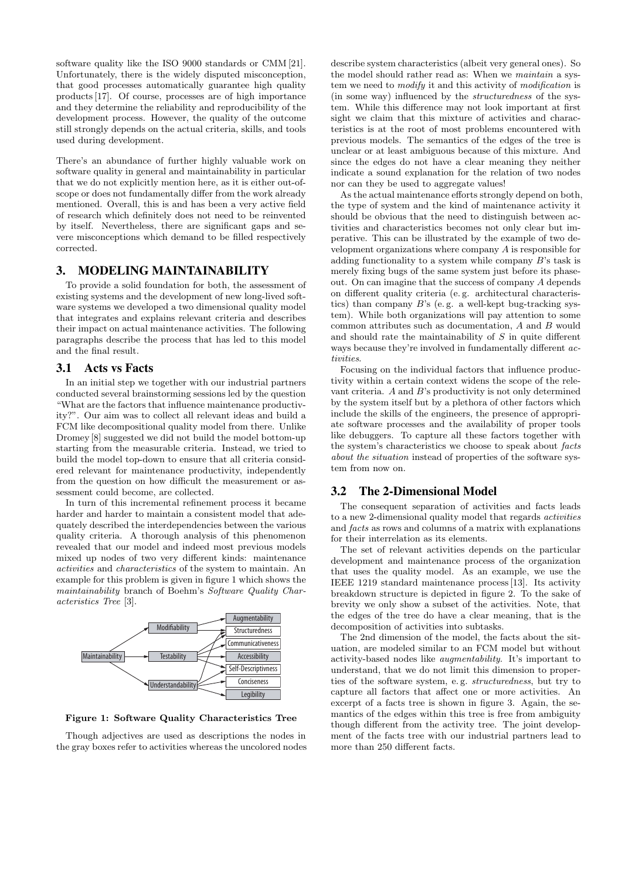software quality like the ISO 9000 standards or CMM [21]. Unfortunately, there is the widely disputed misconception, that good processes automatically guarantee high quality products [17]. Of course, processes are of high importance and they determine the reliability and reproducibility of the development process. However, the quality of the outcome still strongly depends on the actual criteria, skills, and tools used during development.

There's an abundance of further highly valuable work on software quality in general and maintainability in particular that we do not explicitly mention here, as it is either out-of-scope or does not fundamentally differ from the work already mentioned. Overall, this is and has been a very active field of research which definitely does not need to be reinvented by itself. Nevertheless, there are significant gaps and severe misconceptions which demand to be filled respectively corrected.

## 3. MODELING MAINTAINABILITY

To provide a solid foundation for both, the assessment of existing systems and the development of new long-lived software systems we developed a two dimensional quality model that integrates and explains relevant criteria and describes their impact on actual maintenance activities. The following paragraphs describe the process that has led to this model and the final result.

### 3.1 Acts vs Facts

In an initial step we together with our industrial partners conducted several brainstorming sessions led by the question "What are the factors that influence maintenance productivity?". Our aim was to collect all relevant ideas and build a FCM like decompositional quality model from there. Unlike Dromey [8] suggested we did not build the model bottom-up starting from the measurable criteria. Instead, we tried to build the model top-down to ensure that all criteria considered relevant for maintenance productivity, independently from the question on how difficult the measurement or assessment could become, are collected.

In turn of this incremental refinement process it became harder and harder to maintain a consistent model that adequately described the interdependencies between the various quality criteria. A thorough analysis of this phenomenon revealed that our model and indeed most previous models mixed up nodes of two very different kinds: maintenance *activities* and *characteristics* of the system to maintain. An example for this problem is given in figure 1 which shows the *maintainability* branch of Boehm's *Software Quality Characteristics Tree* [3].

Maintainability → Modifiability, Testability, Understandability; Modifiability → Augmentability, Structuredness; Testability/Understandability → Structuredness, Communicativeness, Accessibility, Self-Descriptivness, Conciseness, Legibility

**Figure 1: Software Quality Characteristics Tree**

Though adjectives are used as descriptions the nodes in the gray boxes refer to activities whereas the uncolored nodes describe system characteristics (albeit very general ones). So the model should rather read as: When we *maintain* a system we need to *modify* it and this activity of *modification* is (in some way) influenced by the *structuredness* of the system. While this difference may not look important at first sight we claim that this mixture of activities and characteristics is at the root of most problems encountered with previous models. The semantics of the edges of the tree is unclear or at least ambiguous because of this mixture. And since the edges do not have a clear meaning they neither indicate a sound explanation for the relation of two nodes nor can they be used to aggregate values!

As the actual maintenance efforts strongly depend on both, the type of system and the kind of maintenance activity it should be obvious that the need to distinguish between activities and characteristics becomes not only clear but imperative. This can be illustrated by the example of two development organizations where company $A$ is responsible for adding functionality to a system while company $B$'s task is merely fixing bugs of the same system just before its phase-out. On can imagine that the success of company $A$ depends on different quality criteria (e. g. architectural characteristics) than company $B$'s (e. g. a well-kept bug-tracking system). While both organizations will pay attention to some common attributes such as documentation, $A$ and $B$ would and should rate the maintainability of $S$ in quite different ways because they're involved in fundamentally different *activities*.

Focusing on the individual factors that influence productivity within a certain context widens the scope of the relevant criteria. $A$ and $B$'s productivity is not only determined by the system itself but by a plethora of other factors which include the skills of the engineers, the presence of appropriate software processes and the availability of proper tools like debuggers. To capture all these factors together with the system's characteristics we choose to speak about *facts about the situation* instead of properties of the software system from now on.

### 3.2 The 2-Dimensional Model

The consequent separation of activities and facts leads to a new 2-dimensional quality model that regards *activities* and *facts* as rows and columns of a matrix with explanations for their interrelation as its elements.

The set of relevant activities depends on the particular development and maintenance process of the organization that uses the quality model. As an example, we use the IEEE 1219 standard maintenance process [13]. Its activity breakdown structure is depicted in figure 2. To the sake of brevity we only show a subset of the activities. Note, that the edges of the tree do have a clear meaning, that is the decomposition of activities into subtasks.

The 2nd dimension of the model, the facts about the situation, are modeled similar to an FCM model but without activity-based nodes like *augmentability*. It's important to understand, that we do not limit this dimension to properties of the software system, e. g. *structuredness*, but try to capture all factors that affect one or more activities. An excerpt of a facts tree is shown in figure 3. Again, the semantics of the edges within this tree is free from ambiguity though different from the activity tree. The joint development of the facts tree with our industrial partners lead to more than 250 different facts.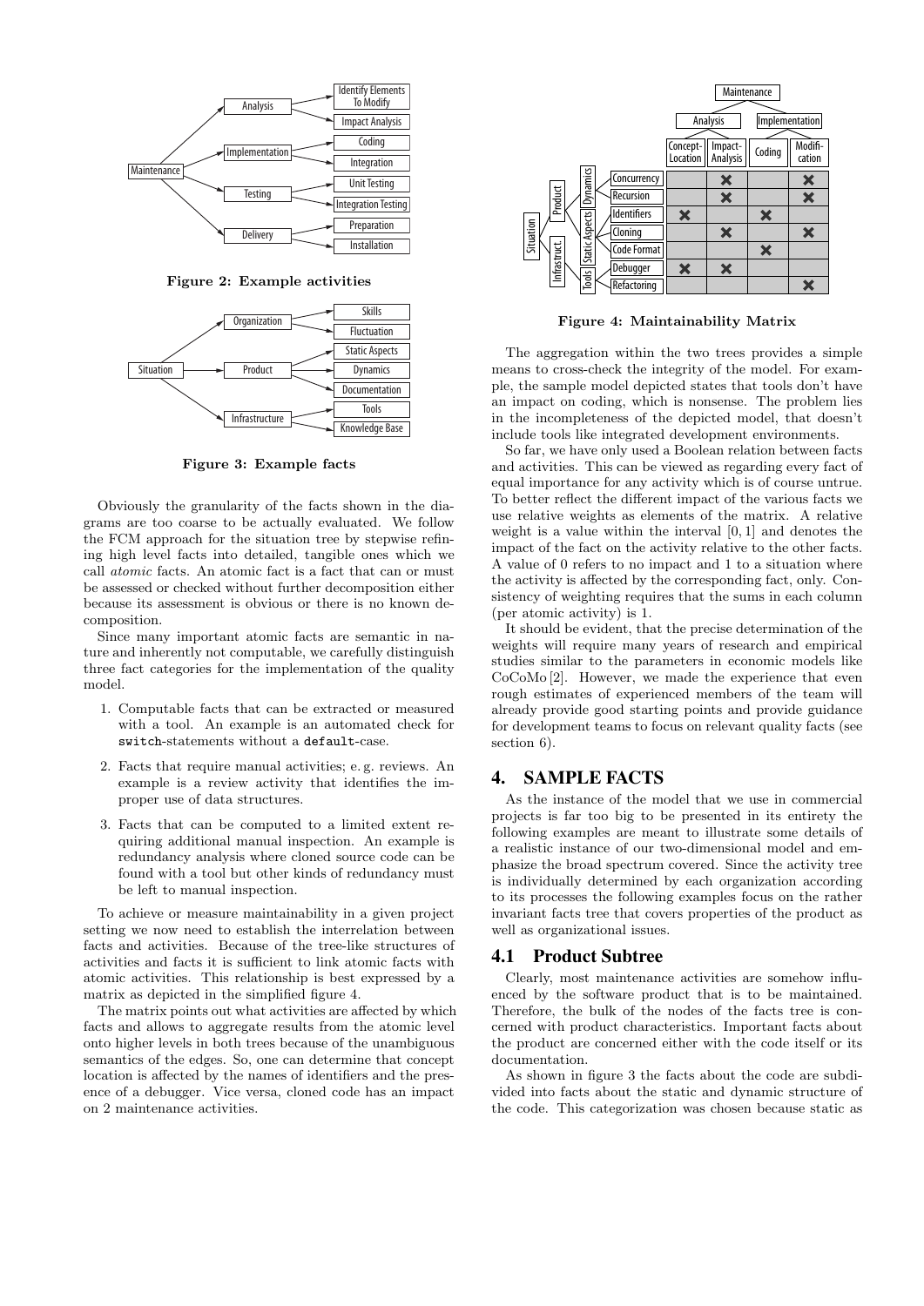Maintenance

Analysis

Identify Elements To Modify

Impact Analysis

Implementation

Coding

Integration

Testing

Unit Testing

Integration Testing

Delivery

Preparation

Installation

**Figure 2: Example activities**

Situation

Organization

Skills

Fluctuation

Product

Static Aspects

Dynamics

Documentation

Infrastructure

Tools

Knowledge Base

**Figure 3: Example facts**

Obviously the granularity of the facts shown in the diagrams are too coarse to be actually evaluated. We follow the FCM approach for the situation tree by stepwise refining high level facts into detailed, tangible ones which we call *atomic* facts. An atomic fact is a fact that can or must be assessed or checked without further decomposition either because its assessment is obvious or there is no known decomposition.

Since many important atomic facts are semantic in nature and inherently not computable, we carefully distinguish three fact categories for the implementation of the quality model.

1. Computable facts that can be extracted or measured with a tool. An example is an automated check for `switch`-statements without a `default`-case.
2. Facts that require manual activities; e. g. reviews. An example is a review activity that identifies the improper use of data structures.
3. Facts that can be computed to a limited extent requiring additional manual inspection. An example is redundancy analysis where cloned source code can be found with a tool but other kinds of redundancy must be left to manual inspection.

To achieve or measure maintainability in a given project setting we now need to establish the interrelation between facts and activities. Because of the tree-like structures of activities and facts it is sufficient to link atomic facts with atomic activities. This relationship is best expressed by a matrix as depicted in the simplified figure 4.

The matrix points out what activities are affected by which facts and allows to aggregate results from the atomic level onto higher levels in both trees because of the unambiguous semantics of the edges. So, one can determine that concept location is affected by the names of identifiers and the presence of a debugger. Vice versa, cloned code has an impact on 2 maintenance activities.

| | | | | Maintenance | | | |
|---|---|---|---|---|---|---|---|
| | | | | Analysis | | Implementation | |
| | | | | Concept-Location | Impact-Analysis | Coding | Modification |
| Situation | Product | Dynamics | Concurrency | | ✖ | | ✖ |
| | | | Recursion | | ✖ | | ✖ |
| | | Static Aspects | Identifiers | ✖ | | ✖ | |
| | | | Cloning | | ✖ | | ✖ |
| | | | Code Format | | | ✖ | |
| | Infrastruct. | Tools | Debugger | ✖ | ✖ | | |
| | | | Refactoring | | | | ✖ |

**Figure 4: Maintainability Matrix**

The aggregation within the two trees provides a simple means to cross-check the integrity of the model. For example, the sample model depicted states that tools don't have an impact on coding, which is nonsense. The problem lies in the incompleteness of the depicted model, that doesn't include tools like integrated development environments.

So far, we have only used a Boolean relation between facts and activities. This can be viewed as regarding every fact of equal importance for any activity which is of course untrue. To better reflect the different impact of the various facts we use relative weights as elements of the matrix. A relative weight is a value within the interval $[0, 1]$ and denotes the impact of the fact on the activity relative to the other facts. A value of 0 refers to no impact and 1 to a situation where the activity is affected by the corresponding fact, only. Consistency of weighting requires that the sums in each column (per atomic activity) is 1.

It should be evident, that the precise determination of the weights will require many years of research and empirical studies similar to the parameters in economic models like CoCoMo [2]. However, we made the experience that even rough estimates of experienced members of the team will already provide good starting points and provide guidance for development teams to focus on relevant quality facts (see section 6).

## 4. SAMPLE FACTS

As the instance of the model that we use in commercial projects is far too big to be presented in its entirety the following examples are meant to illustrate some details of a realistic instance of our two-dimensional model and emphasize the broad spectrum covered. Since the activity tree is individually determined by each organization according to its processes the following examples focus on the rather invariant facts tree that covers properties of the product as well as organizational issues.

### 4.1 Product Subtree

Clearly, most maintenance activities are somehow influenced by the software product that is to be maintained. Therefore, the bulk of the nodes of the facts tree is concerned with product characteristics. Important facts about the product are concerned either with the code itself or its documentation.

As shown in figure 3 the facts about the code are subdivided into facts about the static and dynamic structure of the code. This categorization was chosen because static as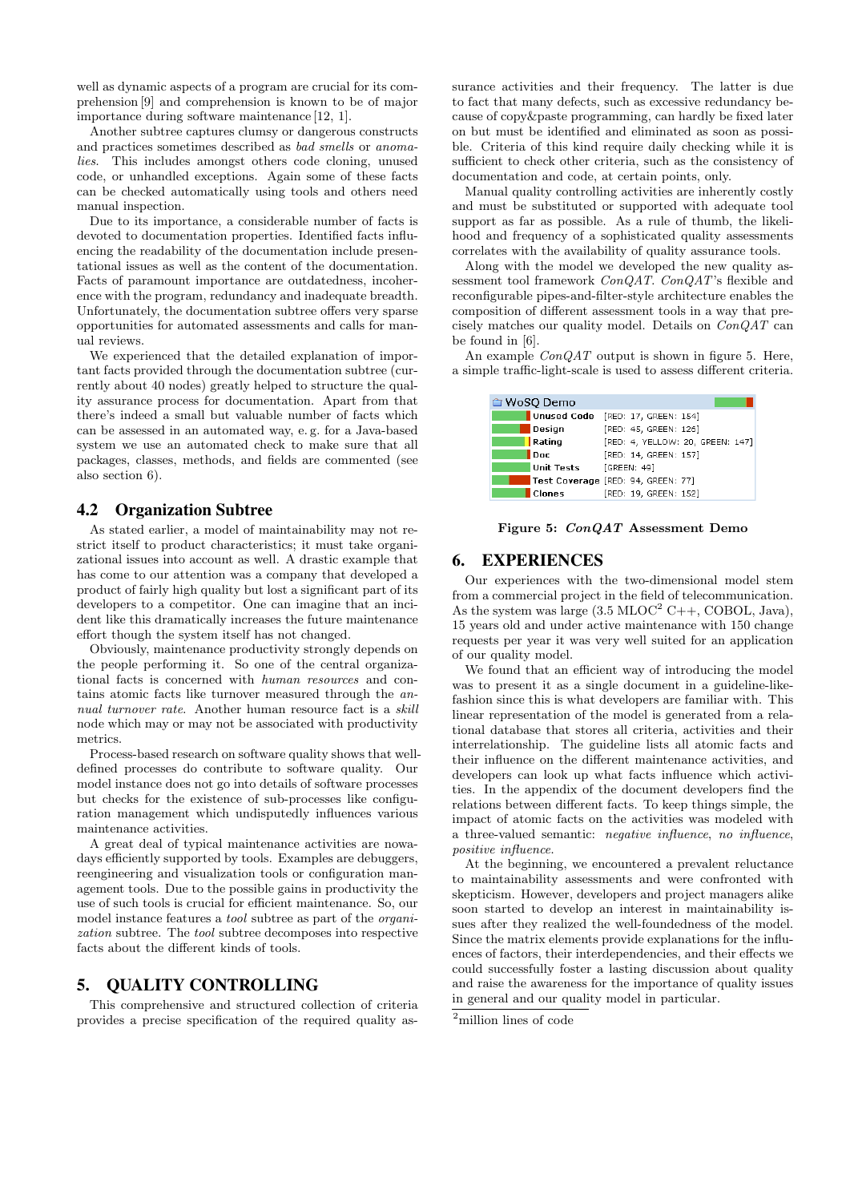well as dynamic aspects of a program are crucial for its comprehension [9] and comprehension is known to be of major importance during software maintenance [12, 1].

Another subtree captures clumsy or dangerous constructs and practices sometimes described as *bad smells* or *anomalies*. This includes amongst others code cloning, unused code, or unhandled exceptions. Again some of these facts can be checked automatically using tools and others need manual inspection.

Due to its importance, a considerable number of facts is devoted to documentation properties. Identified facts influencing the readability of the documentation include presentational issues as well as the content of the documentation. Facts of paramount importance are outdatedness, incoherence with the program, redundancy and inadequate breadth. Unfortunately, the documentation subtree offers very sparse opportunities for automated assessments and calls for manual reviews.

We experienced that the detailed explanation of important facts provided through the documentation subtree (currently about 40 nodes) greatly helped to structure the quality assurance process for documentation. Apart from that there's indeed a small but valuable number of facts which can be assessed in an automated way, e. g. for a Java-based system we use an automated check to make sure that all packages, classes, methods, and fields are commented (see also section 6).

## 4.2 Organization Subtree

As stated earlier, a model of maintainability may not restrict itself to product characteristics; it must take organizational issues into account as well. A drastic example that has come to our attention was a company that developed a product of fairly high quality but lost a significant part of its developers to a competitor. One can imagine that an incident like this dramatically increases the future maintenance effort though the system itself has not changed.

Obviously, maintenance productivity strongly depends on the people performing it. So one of the central organizational facts is concerned with *human resources* and contains atomic facts like turnover measured through the *annual turnover rate*. Another human resource fact is a *skill* node which may or may not be associated with productivity metrics.

Process-based research on software quality shows that well-defined processes do contribute to software quality. Our model instance does not go into details of software processes but checks for the existence of sub-processes like configuration management which undisputedly influences various maintenance activities.

A great deal of typical maintenance activities are nowadays efficiently supported by tools. Examples are debuggers, reengineering and visualization tools or configuration management tools. Due to the possible gains in productivity the use of such tools is crucial for efficient maintenance. So, our model instance features a *tool* subtree as part of the *organization* subtree. The *tool* subtree decomposes into respective facts about the different kinds of tools.

# 5. QUALITY CONTROLLING

This comprehensive and structured collection of criteria provides a precise specification of the required quality assurance activities and their frequency. The latter is due to fact that many defects, such as excessive redundancy because of copy&paste programming, can hardly be fixed later on but must be identified and eliminated as soon as possible. Criteria of this kind require daily checking while it is sufficient to check other criteria, such as the consistency of documentation and code, at certain points, only.

Manual quality controlling activities are inherently costly and must be substituted or supported with adequate tool support as far as possible. As a rule of thumb, the likelihood and frequency of a sophisticated quality assessments correlates with the availability of quality assurance tools.

Along with the model we developed the new quality assessment tool framework *ConQAT*. *ConQAT*'s flexible and reconfigurable pipes-and-filter-style architecture enables the composition of different assessment tools in a way that precisely matches our quality model. Details on *ConQAT* can be found in [6].

An example *ConQAT* output is shown in figure 5. Here, a simple traffic-light-scale is used to assess different criteria.

| WoSQ Demo | |
|---|---|
| Unused Code | [RED: 17, GREEN: 154] |
| Design | [RED: 45, GREEN: 126] |
| Rating | [RED: 4, YELLOW: 20, GREEN: 147] |
| Doc | [RED: 14, GREEN: 157] |
| Unit Tests | [GREEN: 49] |
| Test Coverage | [RED: 94, GREEN: 77] |
| Clones | [RED: 19, GREEN: 152] |

**Figure 5: *ConQAT* Assessment Demo**

# 6. EXPERIENCES

Our experiences with the two-dimensional model stem from a commercial project in the field of telecommunication. As the system was large (3.5 MLOC[2] C++, COBOL, Java), 15 years old and under active maintenance with 150 change requests per year it was very well suited for an application of our quality model.

We found that an efficient way of introducing the model was to present it as a single document in a guideline-like-fashion since this is what developers are familiar with. This linear representation of the model is generated from a relational database that stores all criteria, activities and their interrelationship. The guideline lists all atomic facts and their influence on the different maintenance activities, and developers can look up what facts influence which activities. In the appendix of the document developers find the relations between different facts. To keep things simple, the impact of atomic facts on the activities was modeled with a three-valued semantic: *negative influence*, *no influence*, *positive influence*.

At the beginning, we encountered a prevalent reluctance to maintainability assessments and were confronted with skepticism. However, developers and project managers alike soon started to develop an interest in maintainability issues after they realized the well-foundedness of the model. Since the matrix elements provide explanations for the influences of factors, their interdependencies, and their effects we could successfully foster a lasting discussion about quality and raise the awareness for the importance of quality issues in general and our quality model in particular.

[2] million lines of code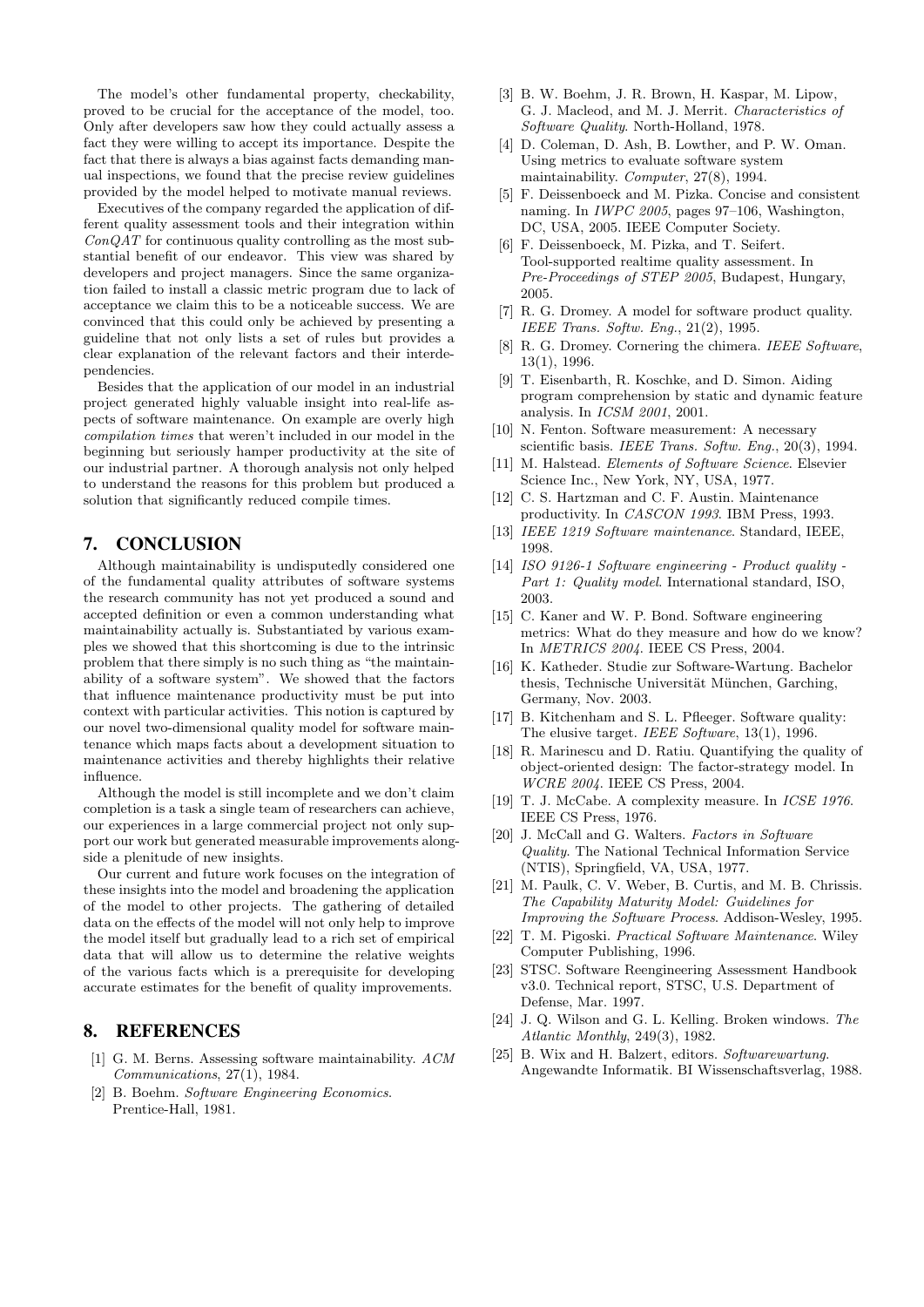The model's other fundamental property, checkability, proved to be crucial for the acceptance of the model, too. Only after developers saw how they could actually assess a fact they were willing to accept its importance. Despite the fact that there is always a bias against facts demanding manual inspections, we found that the precise review guidelines provided by the model helped to motivate manual reviews.

Executives of the company regarded the application of different quality assessment tools and their integration within *ConQAT* for continuous quality controlling as the most substantial benefit of our endeavor. This view was shared by developers and project managers. Since the same organization failed to install a classic metric program due to lack of acceptance we claim this to be a noticeable success. We are convinced that this could only be achieved by presenting a guideline that not only lists a set of rules but provides a clear explanation of the relevant factors and their interdependencies.

Besides that the application of our model in an industrial project generated highly valuable insight into real-life aspects of software maintenance. On example are overly high *compilation times* that weren't included in our model in the beginning but seriously hamper productivity at the site of our industrial partner. A thorough analysis not only helped to understand the reasons for this problem but produced a solution that significantly reduced compile times.

## 7. CONCLUSION

Although maintainability is undisputedly considered one of the fundamental quality attributes of software systems the research community has not yet produced a sound and accepted definition or even a common understanding what maintainability actually is. Substantiated by various examples we showed that this shortcoming is due to the intrinsic problem that there simply is no such thing as "the maintainability of a software system". We showed that the factors that influence maintenance productivity must be put into context with particular activities. This notion is captured by our novel two-dimensional quality model for software maintenance which maps facts about a development situation to maintenance activities and thereby highlights their relative influence.

Although the model is still incomplete and we don't claim completion is a task a single team of researchers can achieve, our experiences in a large commercial project not only support our work but generated measurable improvements alongside a plenitude of new insights.

Our current and future work focuses on the integration of these insights into the model and broadening the application of the model to other projects. The gathering of detailed data on the effects of the model will not only help to improve the model itself but gradually lead to a rich set of empirical data that will allow us to determine the relative weights of the various facts which is a prerequisite for developing accurate estimates for the benefit of quality improvements.

## 8. REFERENCES

[1] G. M. Berns. Assessing software maintainability. *ACM Communications*, 27(1), 1984.

[2] B. Boehm. *Software Engineering Economics*. Prentice-Hall, 1981.

[3] B. W. Boehm, J. R. Brown, H. Kaspar, M. Lipow, G. J. Macleod, and M. J. Merrit. *Characteristics of Software Quality*. North-Holland, 1978.

[4] D. Coleman, D. Ash, B. Lowther, and P. W. Oman. Using metrics to evaluate software system maintainability. *Computer*, 27(8), 1994.

[5] F. Deissenboeck and M. Pizka. Concise and consistent naming. In *IWPC 2005*, pages 97–106, Washington, DC, USA, 2005. IEEE Computer Society.

[6] F. Deissenboeck, M. Pizka, and T. Seifert. Tool-supported realtime quality assessment. In *Pre-Proceedings of STEP 2005*, Budapest, Hungary, 2005.

[7] R. G. Dromey. A model for software product quality. *IEEE Trans. Softw. Eng.*, 21(2), 1995.

[8] R. G. Dromey. Cornering the chimera. *IEEE Software*, 13(1), 1996.

[9] T. Eisenbarth, R. Koschke, and D. Simon. Aiding program comprehension by static and dynamic feature analysis. In *ICSM 2001*, 2001.

[10] N. Fenton. Software measurement: A necessary scientific basis. *IEEE Trans. Softw. Eng.*, 20(3), 1994.

[11] M. Halstead. *Elements of Software Science*. Elsevier Science Inc., New York, NY, USA, 1977.

[12] C. S. Hartzman and C. F. Austin. Maintenance productivity. In *CASCON 1993*. IBM Press, 1993.

[13] *IEEE 1219 Software maintenance*. Standard, IEEE, 1998.

[14] *ISO 9126-1 Software engineering - Product quality - Part 1: Quality model*. International standard, ISO, 2003.

[15] C. Kaner and W. P. Bond. Software engineering metrics: What do they measure and how do we know? In *METRICS 2004*. IEEE CS Press, 2004.

[16] K. Katheder. Studie zur Software-Wartung. Bachelor thesis, Technische Universität München, Garching, Germany, Nov. 2003.

[17] B. Kitchenham and S. L. Pfleeger. Software quality: The elusive target. *IEEE Software*, 13(1), 1996.

[18] R. Marinescu and D. Ratiu. Quantifying the quality of object-oriented design: The factor-strategy model. In *WCRE 2004*. IEEE CS Press, 2004.

[19] T. J. McCabe. A complexity measure. In *ICSE 1976*. IEEE CS Press, 1976.

[20] J. McCall and G. Walters. *Factors in Software Quality*. The National Technical Information Service (NTIS), Springfield, VA, USA, 1977.

[21] M. Paulk, C. V. Weber, B. Curtis, and M. B. Chrissis. *The Capability Maturity Model: Guidelines for Improving the Software Process*. Addison-Wesley, 1995.

[22] T. M. Pigoski. *Practical Software Maintenance*. Wiley Computer Publishing, 1996.

[23] STSC. Software Reengineering Assessment Handbook v3.0. Technical report, STSC, U.S. Department of Defense, Mar. 1997.

[24] J. Q. Wilson and G. L. Kelling. Broken windows. *The Atlantic Monthly*, 249(3), 1982.

[25] B. Wix and H. Balzert, editors. *Softwarewartung*. Angewandte Informatik. BI Wissenschaftsverlag, 1988.